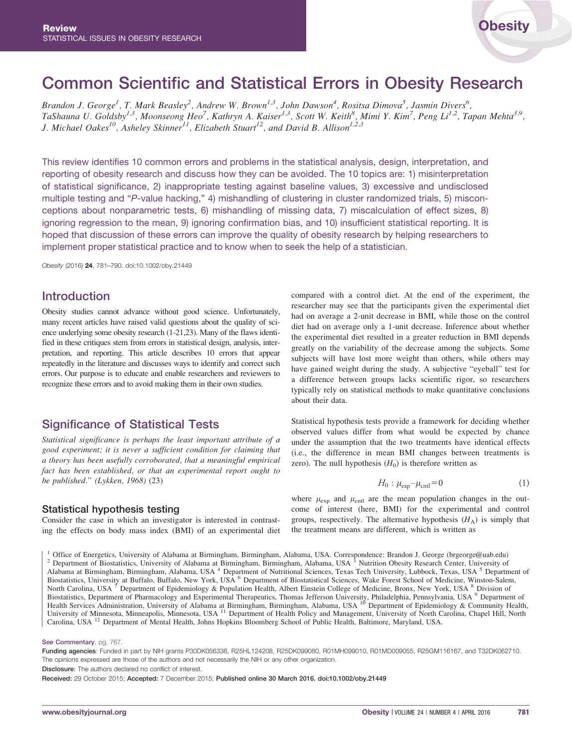# Common Scientific and Statistical Errors in Obesity Research

*Brandon J. George[1], T. Mark Beasley[2], Andrew W. Brown[1,3], John Dawson[4], Rositsa Dimova[5], Jasmin Divers[6], TaShauna U. Goldsby[1,3], Moonseong Heo[7], Kathryn A. Kaiser[1,3], Scott W. Keith[8], Mimi Y. Kim[7], Peng Li[1,2], Tapan Mehta[3,9], J. Michael Oakes[10], Asheley Skinner[11], Elizabeth Stuart[12], and David B. Allison[1,2,3]*

This review identifies 10 common errors and problems in the statistical analysis, design, interpretation, and reporting of obesity research and discuss how they can be avoided. The 10 topics are: 1) misinterpretation of statistical significance, 2) inappropriate testing against baseline values, 3) excessive and undisclosed multiple testing and "*P*-value hacking," 4) mishandling of clustering in cluster randomized trials, 5) misconceptions about nonparametric tests, 6) mishandling of missing data, 7) miscalculation of effect sizes, 8) ignoring regression to the mean, 9) ignoring confirmation bias, and 10) insufficient statistical reporting. It is hoped that discussion of these errors can improve the quality of obesity research by helping researchers to implement proper statistical practice and to know when to seek the help of a statistician.

*Obesity* (2016) **24**, 781–790. doi:10.1002/oby.21449

## Introduction

Obesity studies cannot advance without good science. Unfortunately, many recent articles have raised valid questions about the quality of science underlying some obesity research (1-21,23). Many of the flaws identified in these critiques stem from errors in statistical design, analysis, interpretation, and reporting. This article describes 10 errors that appear repeatedly in the literature and discusses ways to identify and correct such errors. Our purpose is to educate and enable researchers and reviewers to recognize these errors and to avoid making them in their own studies.

## Significance of Statistical Tests

*Statistical significance is perhaps the least important attribute of a good experiment; it is never a sufficient condition for claiming that a theory has been usefully corroborated, that a meaningful empirical fact has been established, or that an experimental report ought to be published." (Lykken, 1968)* (23)

### Statistical hypothesis testing

Consider the case in which an investigator is interested in contrasting the effects on body mass index (BMI) of an experimental diet compared with a control diet. At the end of the experiment, the researcher may see that the participants given the experimental diet had on average a 2-unit decrease in BMI, while those on the control diet had on average only a 1-unit decrease. Inference about whether the experimental diet resulted in a greater reduction in BMI depends greatly on the variability of the decrease among the subjects. Some subjects will have lost more weight than others, while others may have gained weight during the study. A subjective "eyeball" test for a difference between groups lacks scientific rigor, so researchers typically rely on statistical methods to make quantitative conclusions about their data.

Statistical hypothesis tests provide a framework for deciding whether observed values differ from what would be expected by chance under the assumption that the two treatments have identical effects (i.e., the difference in mean BMI changes between treatments is zero). The null hypothesis ($H_0$) is therefore written as

$$H_0 : \mu_{\text{exp}} - \mu_{\text{cntl}} = 0 \tag{1}$$

where $\mu_{\text{exp}}$ and $\mu_{\text{cntl}}$ are the mean population changes in the outcome of interest (here, BMI) for the experimental and control groups, respectively. The alternative hypothesis ($H_A$) is simply that the treatment means are different, which is written as

[1] Office of Energetics, University of Alabama at Birmingham, Birmingham, Alabama, USA. Correspondence: Brandon J. George (brgeorge@uab.edu)
[2] Department of Biostatistics, University of Alabama at Birmingham, Birmingham, Alabama, USA [3] Nutrition Obesity Research Center, University of Alabama at Birmingham, Birmingham, Alabama, USA [4] Department of Nutritional Sciences, Texas Tech University, Lubbock, Texas, USA [5] Department of Biostatistics, University at Buffalo, Buffalo, New York, USA [6] Department of Biostatistical Sciences, Wake Forest School of Medicine, Winston-Salem, North Carolina, USA [7] Department of Epidemiology & Population Health, Albert Einstein College of Medicine, Bronx, New York, USA [8] Division of Biostatistics, Department of Pharmacology and Experimental Therapeutics, Thomas Jefferson University, Philadelphia, Pennsylvania, USA [9] Department of Health Services Administration, University of Alabama at Birmingham, Birmingham, Alabama, USA [10] Department of Epidemiology & Community Health, University of Minnesota, Minneapolis, Minnesota, USA [11] Department of Health Policy and Management, University of North Carolina, Chapel Hill, North Carolina, USA [12] Department of Mental Health, Johns Hopkins Bloomberg School of Public Health, Baltimore, Maryland, USA.

See Commentary, pg. 767.

**Funding agencies**: Funded in part by NIH grants P30DK056336, R25HL124208, R25DK099080, R01MH099010, R01MD009055, R25GM116167, and T32DK062710. The opinions expressed are those of the authors and not necessarily the NIH or any other organization.

**Disclosure**: The authors declared no conflict of interest.

**Received:** 29 October 2015; **Accepted:** 7 December 2015; **Published online 30 March 2016. doi:10.1002/oby.21449**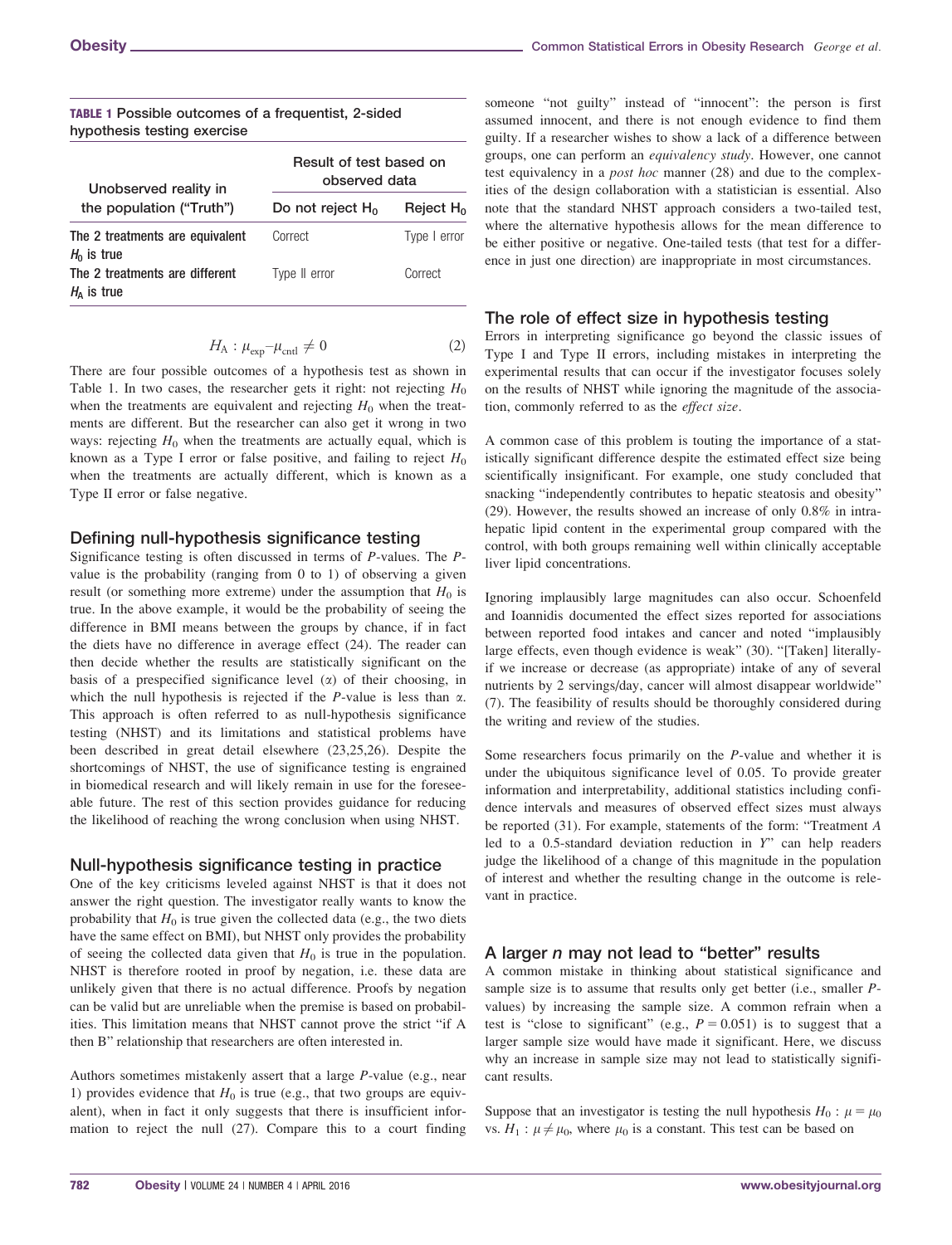**TABLE 1** Possible outcomes of a frequentist, 2-sided hypothesis testing exercise

| Unobserved reality in the population ("Truth") | Result of test based on observed data | |
|---|---|---|
| | Do not reject $H_0$ | Reject $H_0$ |
| The 2 treatments are equivalent $H_0$ is true | Correct | Type I error |
| The 2 treatments are different $H_A$ is true | Type II error | Correct |

$$H_A : \mu_{\text{exp}} - \mu_{\text{cntl}} \neq 0 \tag{2}$$

There are four possible outcomes of a hypothesis test as shown in Table 1. In two cases, the researcher gets it right: not rejecting $H_0$ when the treatments are equivalent and rejecting $H_0$ when the treatments are different. But the researcher can also get it wrong in two ways: rejecting $H_0$ when the treatments are actually equal, which is known as a Type I error or false positive, and failing to reject $H_0$ when the treatments are actually different, which is known as a Type II error or false negative.

## Defining null-hypothesis significance testing

Significance testing is often discussed in terms of *P*-values. The *P*-value is the probability (ranging from 0 to 1) of observing a given result (or something more extreme) under the assumption that $H_0$ is true. In the above example, it would be the probability of seeing the difference in BMI means between the groups by chance, if in fact the diets have no difference in average effect (24). The reader can then decide whether the results are statistically significant on the basis of a prespecified significance level ($\alpha$) of their choosing, in which the null hypothesis is rejected if the *P*-value is less than $\alpha$. This approach is often referred to as null-hypothesis significance testing (NHST) and its limitations and statistical problems have been described in great detail elsewhere (23,25,26). Despite the shortcomings of NHST, the use of significance testing is engrained in biomedical research and will likely remain in use for the foreseeable future. The rest of this section provides guidance for reducing the likelihood of reaching the wrong conclusion when using NHST.

## Null-hypothesis significance testing in practice

One of the key criticisms leveled against NHST is that it does not answer the right question. The investigator really wants to know the probability that $H_0$ is true given the collected data (e.g., the two diets have the same effect on BMI), but NHST only provides the probability of seeing the collected data given that $H_0$ is true in the population. NHST is therefore rooted in proof by negation, i.e. these data are unlikely given that there is no actual difference. Proofs by negation can be valid but are unreliable when the premise is based on probabilities. This limitation means that NHST cannot prove the strict "if A then B" relationship that researchers are often interested in.

Authors sometimes mistakenly assert that a large *P*-value (e.g., near 1) provides evidence that $H_0$ is true (e.g., that two groups are equivalent), when in fact it only suggests that there is insufficient information to reject the null (27). Compare this to a court finding someone "not guilty" instead of "innocent": the person is first assumed innocent, and there is not enough evidence to find them guilty. If a researcher wishes to show a lack of a difference between groups, one can perform an *equivalency study*. However, one cannot test equivalency in a *post hoc* manner (28) and due to the complexities of the design collaboration with a statistician is essential. Also note that the standard NHST approach considers a two-tailed test, where the alternative hypothesis allows for the mean difference to be either positive or negative. One-tailed tests (that test for a difference in just one direction) are inappropriate in most circumstances.

## The role of effect size in hypothesis testing

Errors in interpreting significance go beyond the classic issues of Type I and Type II errors, including mistakes in interpreting the experimental results that can occur if the investigator focuses solely on the results of NHST while ignoring the magnitude of the association, commonly referred to as the *effect size*.

A common case of this problem is touting the importance of a statistically significant difference despite the estimated effect size being scientifically insignificant. For example, one study concluded that snacking "independently contributes to hepatic steatosis and obesity" (29). However, the results showed an increase of only 0.8% in intrahepatic lipid content in the experimental group compared with the control, with both groups remaining well within clinically acceptable liver lipid concentrations.

Ignoring implausibly large magnitudes can also occur. Schoenfeld and Ioannidis documented the effect sizes reported for associations between reported food intakes and cancer and noted "implausibly large effects, even though evidence is weak" (30). "[Taken] literally-if we increase or decrease (as appropriate) intake of any of several nutrients by 2 servings/day, cancer will almost disappear worldwide" (7). The feasibility of results should be thoroughly considered during the writing and review of the studies.

Some researchers focus primarily on the *P*-value and whether it is under the ubiquitous significance level of 0.05. To provide greater information and interpretability, additional statistics including confidence intervals and measures of observed effect sizes must always be reported (31). For example, statements of the form: "Treatment *A* led to a 0.5-standard deviation reduction in *Y*" can help readers judge the likelihood of a change of this magnitude in the population of interest and whether the resulting change in the outcome is relevant in practice.

## A larger *n* may not lead to "better" results

A common mistake in thinking about statistical significance and sample size is to assume that results only get better (i.e., smaller *P*-values) by increasing the sample size. A common refrain when a test is "close to significant" (e.g., $P = 0.051$) is to suggest that a larger sample size would have made it significant. Here, we discuss why an increase in sample size may not lead to statistically significant results.

Suppose that an investigator is testing the null hypothesis $H_0 : \mu = \mu_0$ vs. $H_1 : \mu \neq \mu_0$, where $\mu_0$ is a constant. This test can be based on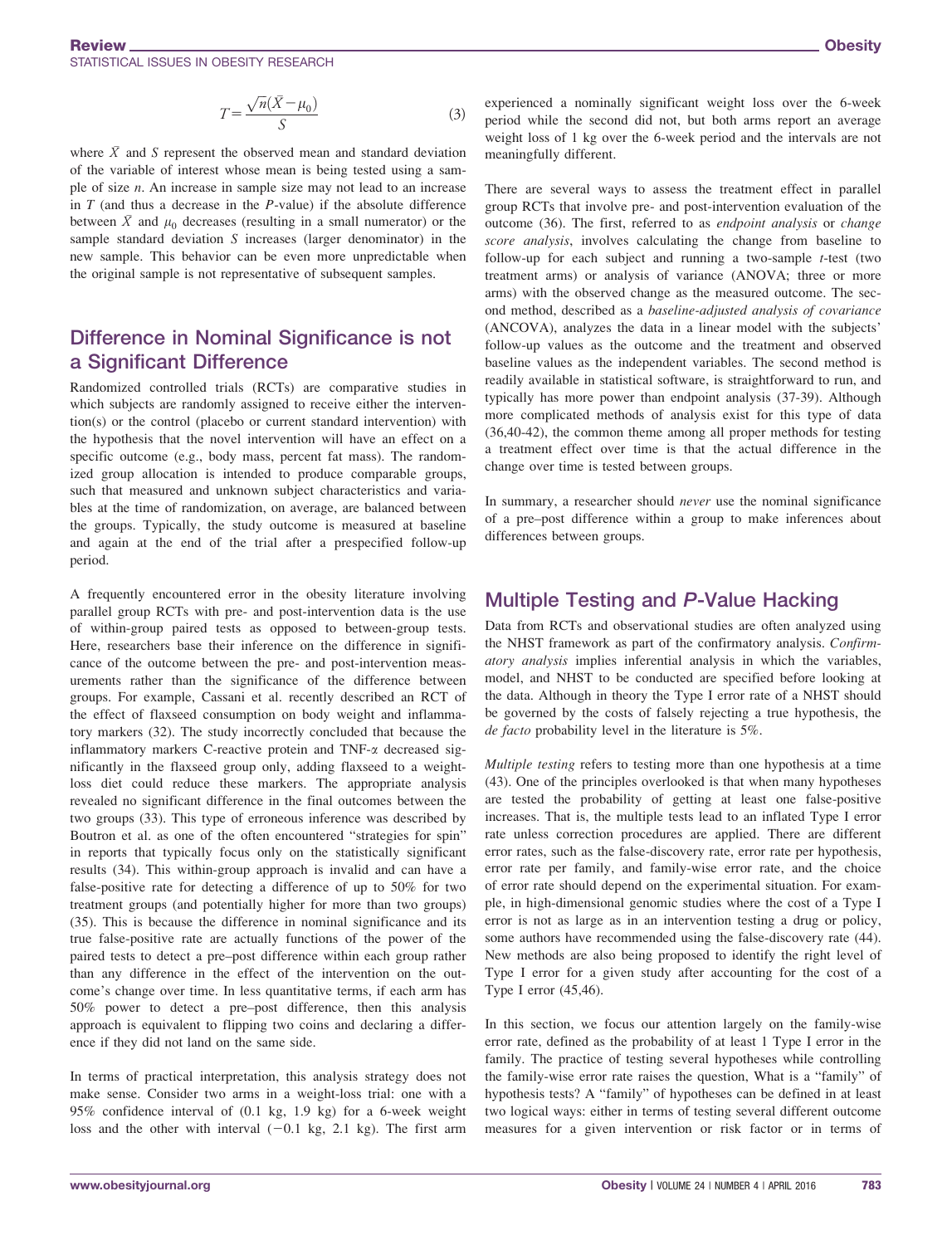$$T = \frac{\sqrt{n}(\bar{X} - \mu_0)}{S} \tag{3}$$

where $\bar{X}$ and $S$ represent the observed mean and standard deviation of the variable of interest whose mean is being tested using a sample of size $n$. An increase in sample size may not lead to an increase in $T$ (and thus a decrease in the $P$-value) if the absolute difference between $\bar{X}$ and $\mu_0$ decreases (resulting in a small numerator) or the sample standard deviation $S$ increases (larger denominator) in the new sample. This behavior can be even more unpredictable when the original sample is not representative of subsequent samples.

## Difference in Nominal Significance is not a Significant Difference

Randomized controlled trials (RCTs) are comparative studies in which subjects are randomly assigned to receive either the intervention(s) or the control (placebo or current standard intervention) with the hypothesis that the novel intervention will have an effect on a specific outcome (e.g., body mass, percent fat mass). The randomized group allocation is intended to produce comparable groups, such that measured and unknown subject characteristics and variables at the time of randomization, on average, are balanced between the groups. Typically, the study outcome is measured at baseline and again at the end of the trial after a prespecified follow-up period.

A frequently encountered error in the obesity literature involving parallel group RCTs with pre- and post-intervention data is the use of within-group paired tests as opposed to between-group tests. Here, researchers base their inference on the difference in significance of the outcome between the pre- and post-intervention measurements rather than the significance of the difference between groups. For example, Cassani et al. recently described an RCT of the effect of flaxseed consumption on body weight and inflammatory markers (32). The study incorrectly concluded that because the inflammatory markers C-reactive protein and TNF-$\alpha$ decreased significantly in the flaxseed group only, adding flaxseed to a weight-loss diet could reduce these markers. The appropriate analysis revealed no significant difference in the final outcomes between the two groups (33). This type of erroneous inference was described by Boutron et al. as one of the often encountered "strategies for spin" in reports that typically focus only on the statistically significant results (34). This within-group approach is invalid and can have a false-positive rate for detecting a difference of up to 50% for two treatment groups (and potentially higher for more than two groups) (35). This is because the difference in nominal significance and its true false-positive rate are actually functions of the power of the paired tests to detect a pre–post difference within each group rather than any difference in the effect of the intervention on the outcome's change over time. In less quantitative terms, if each arm has 50% power to detect a pre–post difference, then this analysis approach is equivalent to flipping two coins and declaring a difference if they did not land on the same side.

In terms of practical interpretation, this analysis strategy does not make sense. Consider two arms in a weight-loss trial: one with a 95% confidence interval of (0.1 kg, 1.9 kg) for a 6-week weight loss and the other with interval (−0.1 kg, 2.1 kg). The first arm experienced a nominally significant weight loss over the 6-week period while the second did not, but both arms report an average weight loss of 1 kg over the 6-week period and the intervals are not meaningfully different.

There are several ways to assess the treatment effect in parallel group RCTs that involve pre- and post-intervention evaluation of the outcome (36). The first, referred to as *endpoint analysis* or *change score analysis*, involves calculating the change from baseline to follow-up for each subject and running a two-sample $t$-test (two treatment arms) or analysis of variance (ANOVA; three or more arms) with the observed change as the measured outcome. The second method, described as a *baseline-adjusted analysis of covariance* (ANCOVA), analyzes the data in a linear model with the subjects' follow-up values as the outcome and the treatment and observed baseline values as the independent variables. The second method is readily available in statistical software, is straightforward to run, and typically has more power than endpoint analysis (37-39). Although more complicated methods of analysis exist for this type of data (36,40-42), the common theme among all proper methods for testing a treatment effect over time is that the actual difference in the change over time is tested between groups.

In summary, a researcher should *never* use the nominal significance of a pre–post difference within a group to make inferences about differences between groups.

## Multiple Testing and *P*-Value Hacking

Data from RCTs and observational studies are often analyzed using the NHST framework as part of the confirmatory analysis. *Confirmatory analysis* implies inferential analysis in which the variables, model, and NHST to be conducted are specified before looking at the data. Although in theory the Type I error rate of a NHST should be governed by the costs of falsely rejecting a true hypothesis, the *de facto* probability level in the literature is 5%.

*Multiple testing* refers to testing more than one hypothesis at a time (43). One of the principles overlooked is that when many hypotheses are tested the probability of getting at least one false-positive increases. That is, the multiple tests lead to an inflated Type I error rate unless correction procedures are applied. There are different error rates, such as the false-discovery rate, error rate per hypothesis, error rate per family, and family-wise error rate, and the choice of error rate should depend on the experimental situation. For example, in high-dimensional genomic studies where the cost of a Type I error is not as large as in an intervention testing a drug or policy, some authors have recommended using the false-discovery rate (44). New methods are also being proposed to identify the right level of Type I error for a given study after accounting for the cost of a Type I error (45,46).

In this section, we focus our attention largely on the family-wise error rate, defined as the probability of at least 1 Type I error in the family. The practice of testing several hypotheses while controlling the family-wise error rate raises the question, What is a "family" of hypothesis tests? A "family" of hypotheses can be defined in at least two logical ways: either in terms of testing several different outcome measures for a given intervention or risk factor or in terms of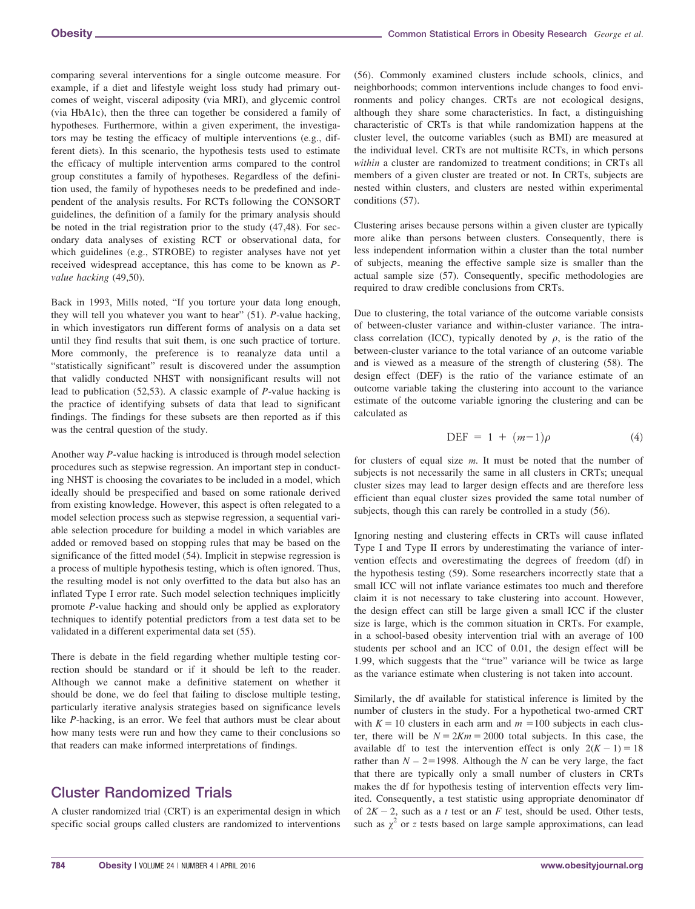comparing several interventions for a single outcome measure. For example, if a diet and lifestyle weight loss study had primary outcomes of weight, visceral adiposity (via MRI), and glycemic control (via HbA1c), then the three can together be considered a family of hypotheses. Furthermore, within a given experiment, the investigators may be testing the efficacy of multiple interventions (e.g., different diets). In this scenario, the hypothesis tests used to estimate the efficacy of multiple intervention arms compared to the control group constitutes a family of hypotheses. Regardless of the definition used, the family of hypotheses needs to be predefined and independent of the analysis results. For RCTs following the CONSORT guidelines, the definition of a family for the primary analysis should be noted in the trial registration prior to the study (47,48). For secondary data analyses of existing RCT or observational data, for which guidelines (e.g., STROBE) to register analyses have not yet received widespread acceptance, this has come to be known as *P-value hacking* (49,50).

Back in 1993, Mills noted, "If you torture your data long enough, they will tell you whatever you want to hear" (51). *P*-value hacking, in which investigators run different forms of analysis on a data set until they find results that suit them, is one such practice of torture. More commonly, the preference is to reanalyze data until a "statistically significant" result is discovered under the assumption that validly conducted NHST with nonsignificant results will not lead to publication (52,53). A classic example of *P*-value hacking is the practice of identifying subsets of data that lead to significant findings. The findings for these subsets are then reported as if this was the central question of the study.

Another way *P*-value hacking is introduced is through model selection procedures such as stepwise regression. An important step in conducting NHST is choosing the covariates to be included in a model, which ideally should be prespecified and based on some rationale derived from existing knowledge. However, this aspect is often relegated to a model selection process such as stepwise regression, a sequential variable selection procedure for building a model in which variables are added or removed based on stopping rules that may be based on the significance of the fitted model (54). Implicit in stepwise regression is a process of multiple hypothesis testing, which is often ignored. Thus, the resulting model is not only overfitted to the data but also has an inflated Type I error rate. Such model selection techniques implicitly promote *P*-value hacking and should only be applied as exploratory techniques to identify potential predictors from a test data set to be validated in a different experimental data set (55).

There is debate in the field regarding whether multiple testing correction should be standard or if it should be left to the reader. Although we cannot make a definitive statement on whether it should be done, we do feel that failing to disclose multiple testing, particularly iterative analysis strategies based on significance levels like *P*-hacking, is an error. We feel that authors must be clear about how many tests were run and how they came to their conclusions so that readers can make informed interpretations of findings.

## Cluster Randomized Trials

A cluster randomized trial (CRT) is an experimental design in which specific social groups called clusters are randomized to interventions (56). Commonly examined clusters include schools, clinics, and neighborhoods; common interventions include changes to food environments and policy changes. CRTs are not ecological designs, although they share some characteristics. In fact, a distinguishing characteristic of CRTs is that while randomization happens at the cluster level, the outcome variables (such as BMI) are measured at the individual level. CRTs are not multisite RCTs, in which persons *within* a cluster are randomized to treatment conditions; in CRTs all members of a given cluster are treated or not. In CRTs, subjects are nested within clusters, and clusters are nested within experimental conditions (57).

Clustering arises because persons within a given cluster are typically more alike than persons between clusters. Consequently, there is less independent information within a cluster than the total number of subjects, meaning the effective sample size is smaller than the actual sample size (57). Consequently, specific methodologies are required to draw credible conclusions from CRTs.

Due to clustering, the total variance of the outcome variable consists of between-cluster variance and within-cluster variance. The intraclass correlation (ICC), typically denoted by $\rho$, is the ratio of the between-cluster variance to the total variance of an outcome variable and is viewed as a measure of the strength of clustering (58). The design effect (DEF) is the ratio of the variance estimate of an outcome variable taking the clustering into account to the variance estimate of the outcome variable ignoring the clustering and can be calculated as

$$\text{DEF} = 1 + (m-1)\rho \tag{4}$$

for clusters of equal size $m$. It must be noted that the number of subjects is not necessarily the same in all clusters in CRTs; unequal cluster sizes may lead to larger design effects and are therefore less efficient than equal cluster sizes provided the same total number of subjects, though this can rarely be controlled in a study (56).

Ignoring nesting and clustering effects in CRTs will cause inflated Type I and Type II errors by underestimating the variance of intervention effects and overestimating the degrees of freedom (df) in the hypothesis testing (59). Some researchers incorrectly state that a small ICC will not inflate variance estimates too much and therefore claim it is not necessary to take clustering into account. However, the design effect can still be large given a small ICC if the cluster size is large, which is the common situation in CRTs. For example, in a school-based obesity intervention trial with an average of 100 students per school and an ICC of 0.01, the design effect will be 1.99, which suggests that the "true" variance will be twice as large as the variance estimate when clustering is not taken into account.

Similarly, the df available for statistical inference is limited by the number of clusters in the study. For a hypothetical two-armed CRT with $K = 10$ clusters in each arm and $m = 100$ subjects in each cluster, there will be $N = 2Km = 2000$ total subjects. In this case, the available df to test the intervention effect is only $2(K - 1) = 18$ rather than $N - 2 = 1998$. Although the $N$ can be very large, the fact that there are typically only a small number of clusters in CRTs makes the df for hypothesis testing of intervention effects very limited. Consequently, a test statistic using appropriate denominator df of $2K - 2$, such as a $t$ test or an $F$ test, should be used. Other tests, such as $\chi^2$ or $z$ tests based on large sample approximations, can lead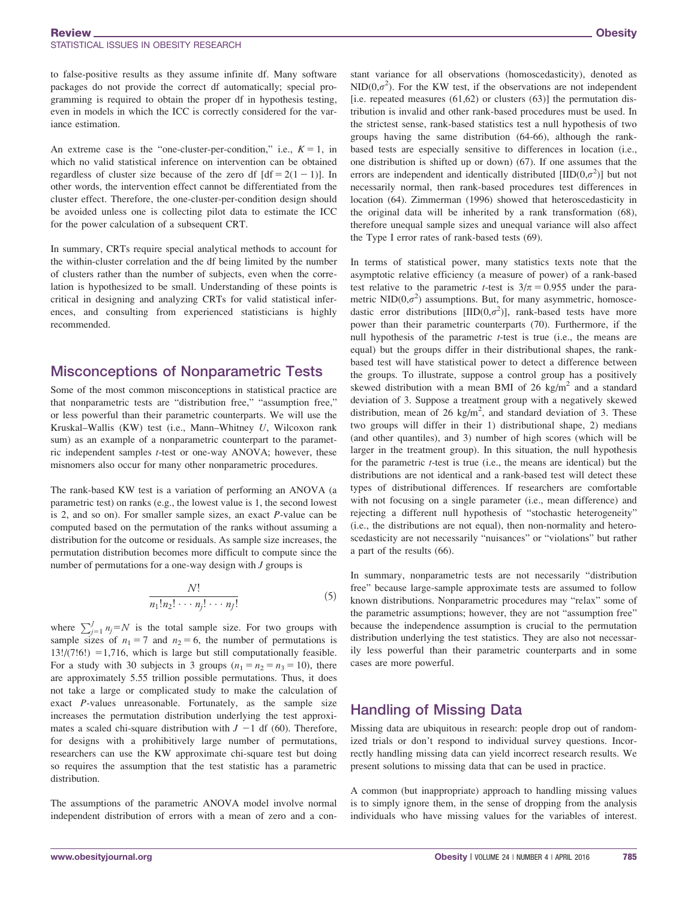to false-positive results as they assume infinite df. Many software packages do not provide the correct df automatically; special programming is required to obtain the proper df in hypothesis testing, even in models in which the ICC is correctly considered for the variance estimation.

An extreme case is the "one-cluster-per-condition," i.e., $K = 1$, in which no valid statistical inference on intervention can be obtained regardless of cluster size because of the zero df [$\text{df} = 2(1 - 1)$]. In other words, the intervention effect cannot be differentiated from the cluster effect. Therefore, the one-cluster-per-condition design should be avoided unless one is collecting pilot data to estimate the ICC for the power calculation of a subsequent CRT.

In summary, CRTs require special analytical methods to account for the within-cluster correlation and the df being limited by the number of clusters rather than the number of subjects, even when the correlation is hypothesized to be small. Understanding of these points is critical in designing and analyzing CRTs for valid statistical inferences, and consulting from experienced statisticians is highly recommended.

## Misconceptions of Nonparametric Tests

Some of the most common misconceptions in statistical practice are that nonparametric tests are "distribution free," "assumption free," or less powerful than their parametric counterparts. We will use the Kruskal–Wallis (KW) test (i.e., Mann–Whitney *U*, Wilcoxon rank sum) as an example of a nonparametric counterpart to the parametric independent samples *t*-test or one-way ANOVA; however, these misnomers also occur for many other nonparametric procedures.

The rank-based KW test is a variation of performing an ANOVA (a parametric test) on ranks (e.g., the lowest value is 1, the second lowest is 2, and so on). For smaller sample sizes, an exact *P*-value can be computed based on the permutation of the ranks without assuming a distribution for the outcome or residuals. As sample size increases, the permutation distribution becomes more difficult to compute since the number of permutations for a one-way design with *J* groups is

$$\frac{N!}{n_1!n_2!\cdots n_j!\cdots n_J!} \tag{5}$$

where $\sum_{j=1}^{J} n_j = N$ is the total sample size. For two groups with sample sizes of $n_1 = 7$ and $n_2 = 6$, the number of permutations is $13!/(7!6!) = 1{,}716$, which is large but still computationally feasible. For a study with 30 subjects in 3 groups ($n_1 = n_2 = n_3 = 10$), there are approximately 5.55 trillion possible permutations. Thus, it does not take a large or complicated study to make the calculation of exact *P*-values unreasonable. Fortunately, as the sample size increases the permutation distribution underlying the test approximates a scaled chi-square distribution with $J - 1$ df (60). Therefore, for designs with a prohibitively large number of permutations, researchers can use the KW approximate chi-square test but doing so requires the assumption that the test statistic has a parametric distribution.

The assumptions of the parametric ANOVA model involve normal independent distribution of errors with a mean of zero and a constant variance for all observations (homoscedasticity), denoted as $\text{NID}(0,\sigma^2)$. For the KW test, if the observations are not independent [i.e. repeated measures (61,62) or clusters (63)] the permutation distribution is invalid and other rank-based procedures must be used. In the strictest sense, rank-based statistics test a null hypothesis of two groups having the same distribution (64-66), although the rank-based tests are especially sensitive to differences in location (i.e., one distribution is shifted up or down) (67). If one assumes that the errors are independent and identically distributed [$\text{IID}(0,\sigma^2)$] but not necessarily normal, then rank-based procedures test differences in location (64). Zimmerman (1996) showed that heteroscedasticity in the original data will be inherited by a rank transformation (68), therefore unequal sample sizes and unequal variance will also affect the Type I error rates of rank-based tests (69).

In terms of statistical power, many statistics texts note that the asymptotic relative efficiency (a measure of power) of a rank-based test relative to the parametric *t*-test is $3/\pi = 0.955$ under the parametric $\text{NID}(0,\sigma^2)$ assumptions. But, for many asymmetric, homoscedastic error distributions [$\text{IID}(0,\sigma^2)$], rank-based tests have more power than their parametric counterparts (70). Furthermore, if the null hypothesis of the parametric *t*-test is true (i.e., the means are equal) but the groups differ in their distributional shapes, the rank-based test will have statistical power to detect a difference between the groups. To illustrate, suppose a control group has a positively skewed distribution with a mean BMI of 26 $\text{kg/m}^2$ and a standard deviation of 3. Suppose a treatment group with a negatively skewed distribution, mean of 26 $\text{kg/m}^2$, and standard deviation of 3. These two groups will differ in their 1) distributional shape, 2) medians (and other quantiles), and 3) number of high scores (which will be larger in the treatment group). In this situation, the null hypothesis for the parametric *t*-test is true (i.e., the means are identical) but the distributions are not identical and a rank-based test will detect these types of distributional differences. If researchers are comfortable with not focusing on a single parameter (i.e., mean difference) and rejecting a different null hypothesis of "stochastic heterogeneity" (i.e., the distributions are not equal), then non-normality and heteroscedasticity are not necessarily "nuisances" or "violations" but rather a part of the results (66).

In summary, nonparametric tests are not necessarily "distribution free" because large-sample approximate tests are assumed to follow known distributions. Nonparametric procedures may "relax" some of the parametric assumptions; however, they are not "assumption free" because the independence assumption is crucial to the permutation distribution underlying the test statistics. They are also not necessarily less powerful than their parametric counterparts and in some cases are more powerful.

## Handling of Missing Data

Missing data are ubiquitous in research: people drop out of randomized trials or don't respond to individual survey questions. Incorrectly handling missing data can yield incorrect research results. We present solutions to missing data that can be used in practice.

A common (but inappropriate) approach to handling missing values is to simply ignore them, in the sense of dropping from the analysis individuals who have missing values for the variables of interest.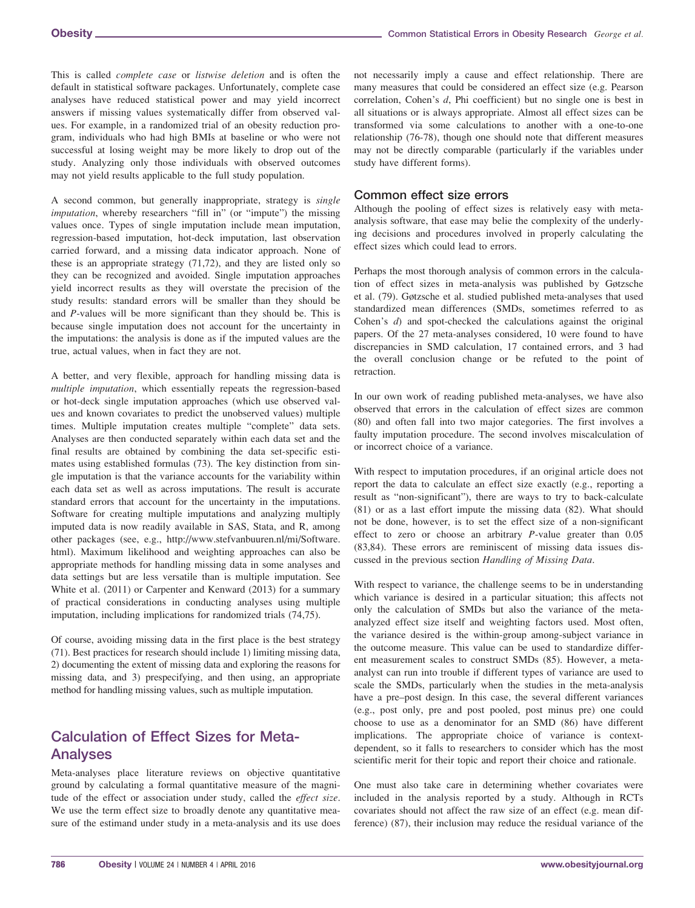This is called *complete case* or *listwise deletion* and is often the default in statistical software packages. Unfortunately, complete case analyses have reduced statistical power and may yield incorrect answers if missing values systematically differ from observed values. For example, in a randomized trial of an obesity reduction program, individuals who had high BMIs at baseline or who were not successful at losing weight may be more likely to drop out of the study. Analyzing only those individuals with observed outcomes may not yield results applicable to the full study population.

A second common, but generally inappropriate, strategy is *single imputation*, whereby researchers "fill in" (or "impute") the missing values once. Types of single imputation include mean imputation, regression-based imputation, hot-deck imputation, last observation carried forward, and a missing data indicator approach. None of these is an appropriate strategy (71,72), and they are listed only so they can be recognized and avoided. Single imputation approaches yield incorrect results as they will overstate the precision of the study results: standard errors will be smaller than they should be and *P*-values will be more significant than they should be. This is because single imputation does not account for the uncertainty in the imputations: the analysis is done as if the imputed values are the true, actual values, when in fact they are not.

A better, and very flexible, approach for handling missing data is *multiple imputation*, which essentially repeats the regression-based or hot-deck single imputation approaches (which use observed values and known covariates to predict the unobserved values) multiple times. Multiple imputation creates multiple "complete" data sets. Analyses are then conducted separately within each data set and the final results are obtained by combining the data set-specific estimates using established formulas (73). The key distinction from single imputation is that the variance accounts for the variability within each data set as well as across imputations. The result is accurate standard errors that account for the uncertainty in the imputations. Software for creating multiple imputations and analyzing multiply imputed data is now readily available in SAS, Stata, and R, among other packages (see, e.g., http://www.stefvanbuuren.nl/mi/Software.html). Maximum likelihood and weighting approaches can also be appropriate methods for handling missing data in some analyses and data settings but are less versatile than is multiple imputation. See White et al. (2011) or Carpenter and Kenward (2013) for a summary of practical considerations in conducting analyses using multiple imputation, including implications for randomized trials (74,75).

Of course, avoiding missing data in the first place is the best strategy (71). Best practices for research should include 1) limiting missing data, 2) documenting the extent of missing data and exploring the reasons for missing data, and 3) prespecifying, and then using, an appropriate method for handling missing values, such as multiple imputation.

## Calculation of Effect Sizes for Meta-Analyses

Meta-analyses place literature reviews on objective quantitative ground by calculating a formal quantitative measure of the magnitude of the effect or association under study, called the *effect size*. We use the term effect size to broadly denote any quantitative measure of the estimand under study in a meta-analysis and its use does not necessarily imply a cause and effect relationship. There are many measures that could be considered an effect size (e.g. Pearson correlation, Cohen's *d*, Phi coefficient) but no single one is best in all situations or is always appropriate. Almost all effect sizes can be transformed via some calculations to another with a one-to-one relationship (76-78), though one should note that different measures may not be directly comparable (particularly if the variables under study have different forms).

### Common effect size errors

Although the pooling of effect sizes is relatively easy with meta-analysis software, that ease may belie the complexity of the underlying decisions and procedures involved in properly calculating the effect sizes which could lead to errors.

Perhaps the most thorough analysis of common errors in the calculation of effect sizes in meta-analysis was published by Gøtzsche et al. (79). Gøtzsche et al. studied published meta-analyses that used standardized mean differences (SMDs, sometimes referred to as Cohen's *d*) and spot-checked the calculations against the original papers. Of the 27 meta-analyses considered, 10 were found to have discrepancies in SMD calculation, 17 contained errors, and 3 had the overall conclusion change or be refuted to the point of retraction.

In our own work of reading published meta-analyses, we have also observed that errors in the calculation of effect sizes are common (80) and often fall into two major categories. The first involves a faulty imputation procedure. The second involves miscalculation of or incorrect choice of a variance.

With respect to imputation procedures, if an original article does not report the data to calculate an effect size exactly (e.g., reporting a result as "non-significant"), there are ways to try to back-calculate (81) or as a last effort impute the missing data (82). What should not be done, however, is to set the effect size of a non-significant effect to zero or choose an arbitrary *P*-value greater than 0.05 (83,84). These errors are reminiscent of missing data issues discussed in the previous section *Handling of Missing Data*.

With respect to variance, the challenge seems to be in understanding which variance is desired in a particular situation; this affects not only the calculation of SMDs but also the variance of the meta-analyzed effect size itself and weighting factors used. Most often, the variance desired is the within-group among-subject variance in the outcome measure. This value can be used to standardize different measurement scales to construct SMDs (85). However, a meta-analyst can run into trouble if different types of variance are used to scale the SMDs, particularly when the studies in the meta-analysis have a pre–post design. In this case, the several different variances (e.g., post only, pre and post pooled, post minus pre) one could choose to use as a denominator for an SMD (86) have different implications. The appropriate choice of variance is context-dependent, so it falls to researchers to consider which has the most scientific merit for their topic and report their choice and rationale.

One must also take care in determining whether covariates were included in the analysis reported by a study. Although in RCTs covariates should not affect the raw size of an effect (e.g. mean difference) (87), their inclusion may reduce the residual variance of the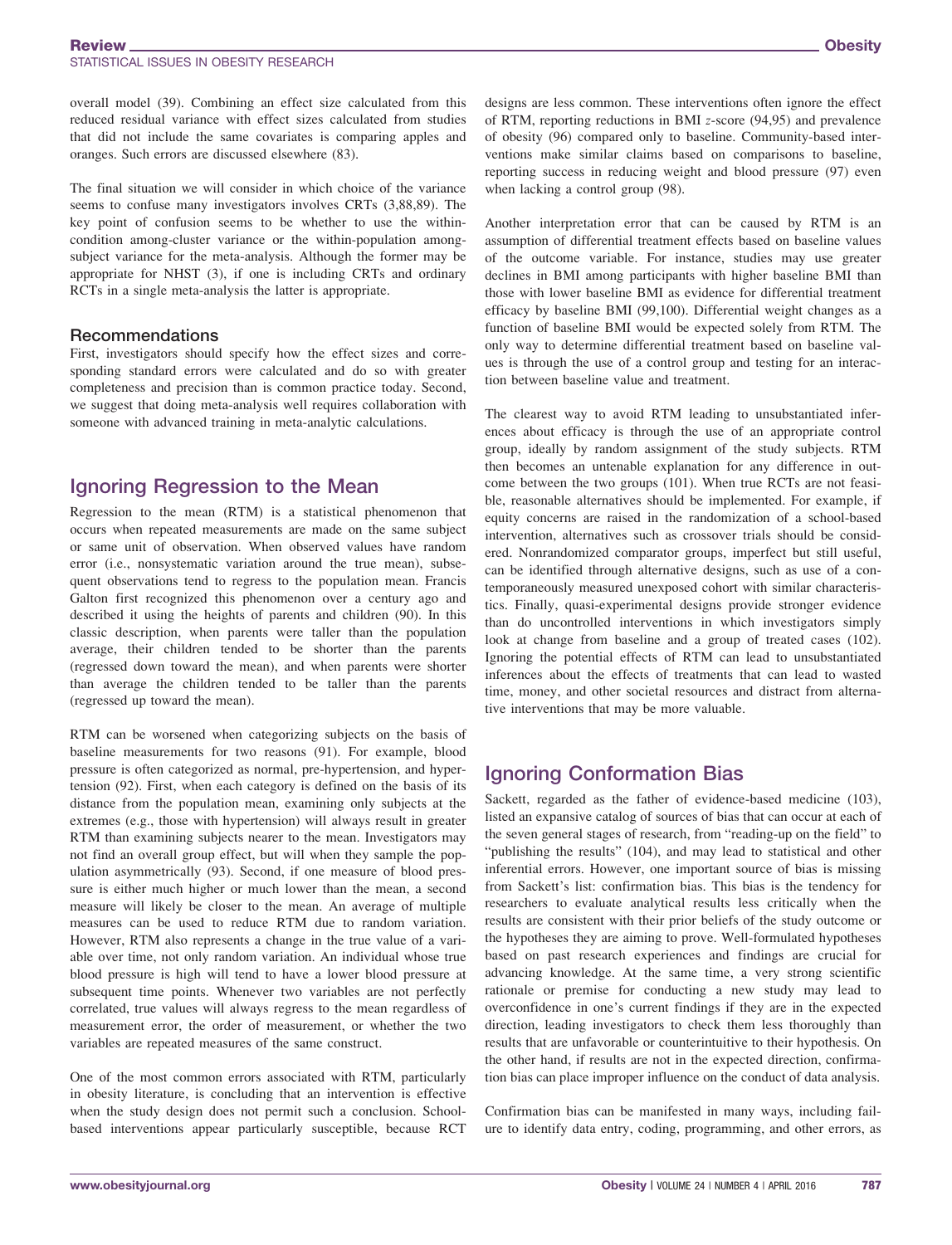overall model (39). Combining an effect size calculated from this reduced residual variance with effect sizes calculated from studies that did not include the same covariates is comparing apples and oranges. Such errors are discussed elsewhere (83).

The final situation we will consider in which choice of the variance seems to confuse many investigators involves CRTs (3,88,89). The key point of confusion seems to be whether to use the within-condition among-cluster variance or the within-population among-subject variance for the meta-analysis. Although the former may be appropriate for NHST (3), if one is including CRTs and ordinary RCTs in a single meta-analysis the latter is appropriate.

### Recommendations

First, investigators should specify how the effect sizes and corresponding standard errors were calculated and do so with greater completeness and precision than is common practice today. Second, we suggest that doing meta-analysis well requires collaboration with someone with advanced training in meta-analytic calculations.

## Ignoring Regression to the Mean

Regression to the mean (RTM) is a statistical phenomenon that occurs when repeated measurements are made on the same subject or same unit of observation. When observed values have random error (i.e., nonsystematic variation around the true mean), subsequent observations tend to regress to the population mean. Francis Galton first recognized this phenomenon over a century ago and described it using the heights of parents and children (90). In this classic description, when parents were taller than the population average, their children tended to be shorter than the parents (regressed down toward the mean), and when parents were shorter than average the children tended to be taller than the parents (regressed up toward the mean).

RTM can be worsened when categorizing subjects on the basis of baseline measurements for two reasons (91). For example, blood pressure is often categorized as normal, pre-hypertension, and hypertension (92). First, when each category is defined on the basis of its distance from the population mean, examining only subjects at the extremes (e.g., those with hypertension) will always result in greater RTM than examining subjects nearer to the mean. Investigators may not find an overall group effect, but will when they sample the population asymmetrically (93). Second, if one measure of blood pressure is either much higher or much lower than the mean, a second measure will likely be closer to the mean. An average of multiple measures can be used to reduce RTM due to random variation. However, RTM also represents a change in the true value of a variable over time, not only random variation. An individual whose true blood pressure is high will tend to have a lower blood pressure at subsequent time points. Whenever two variables are not perfectly correlated, true values will always regress to the mean regardless of measurement error, the order of measurement, or whether the two variables are repeated measures of the same construct.

One of the most common errors associated with RTM, particularly in obesity literature, is concluding that an intervention is effective when the study design does not permit such a conclusion. School-based interventions appear particularly susceptible, because RCT designs are less common. These interventions often ignore the effect of RTM, reporting reductions in BMI *z*-score (94,95) and prevalence of obesity (96) compared only to baseline. Community-based interventions make similar claims based on comparisons to baseline, reporting success in reducing weight and blood pressure (97) even when lacking a control group (98).

Another interpretation error that can be caused by RTM is an assumption of differential treatment effects based on baseline values of the outcome variable. For instance, studies may use greater declines in BMI among participants with higher baseline BMI than those with lower baseline BMI as evidence for differential treatment efficacy by baseline BMI (99,100). Differential weight changes as a function of baseline BMI would be expected solely from RTM. The only way to determine differential treatment based on baseline values is through the use of a control group and testing for an interaction between baseline value and treatment.

The clearest way to avoid RTM leading to unsubstantiated inferences about efficacy is through the use of an appropriate control group, ideally by random assignment of the study subjects. RTM then becomes an untenable explanation for any difference in outcome between the two groups (101). When true RCTs are not feasible, reasonable alternatives should be implemented. For example, if equity concerns are raised in the randomization of a school-based intervention, alternatives such as crossover trials should be considered. Nonrandomized comparator groups, imperfect but still useful, can be identified through alternative designs, such as use of a contemporaneously measured unexposed cohort with similar characteristics. Finally, quasi-experimental designs provide stronger evidence than do uncontrolled interventions in which investigators simply look at change from baseline and a group of treated cases (102). Ignoring the potential effects of RTM can lead to unsubstantiated inferences about the effects of treatments that can lead to wasted time, money, and other societal resources and distract from alternative interventions that may be more valuable.

## Ignoring Conformation Bias

Sackett, regarded as the father of evidence-based medicine (103), listed an expansive catalog of sources of bias that can occur at each of the seven general stages of research, from "reading-up on the field" to "publishing the results" (104), and may lead to statistical and other inferential errors. However, one important source of bias is missing from Sackett's list: confirmation bias. This bias is the tendency for researchers to evaluate analytical results less critically when the results are consistent with their prior beliefs of the study outcome or the hypotheses they are aiming to prove. Well-formulated hypotheses based on past research experiences and findings are crucial for advancing knowledge. At the same time, a very strong scientific rationale or premise for conducting a new study may lead to overconfidence in one's current findings if they are in the expected direction, leading investigators to check them less thoroughly than results that are unfavorable or counterintuitive to their hypothesis. On the other hand, if results are not in the expected direction, confirmation bias can place improper influence on the conduct of data analysis.

Confirmation bias can be manifested in many ways, including failure to identify data entry, coding, programming, and other errors, as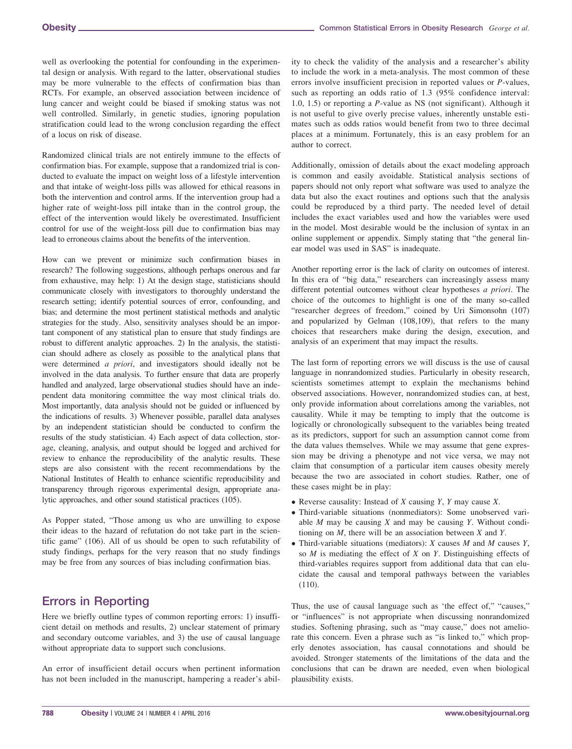well as overlooking the potential for confounding in the experimental design or analysis. With regard to the latter, observational studies may be more vulnerable to the effects of confirmation bias than RCTs. For example, an observed association between incidence of lung cancer and weight could be biased if smoking status was not well controlled. Similarly, in genetic studies, ignoring population stratification could lead to the wrong conclusion regarding the effect of a locus on risk of disease.

Randomized clinical trials are not entirely immune to the effects of confirmation bias. For example, suppose that a randomized trial is conducted to evaluate the impact on weight loss of a lifestyle intervention and that intake of weight-loss pills was allowed for ethical reasons in both the intervention and control arms. If the intervention group had a higher rate of weight-loss pill intake than in the control group, the effect of the intervention would likely be overestimated. Insufficient control for use of the weight-loss pill due to confirmation bias may lead to erroneous claims about the benefits of the intervention.

How can we prevent or minimize such confirmation biases in research? The following suggestions, although perhaps onerous and far from exhaustive, may help: 1) At the design stage, statisticians should communicate closely with investigators to thoroughly understand the research setting; identify potential sources of error, confounding, and bias; and determine the most pertinent statistical methods and analytic strategies for the study. Also, sensitivity analyses should be an important component of any statistical plan to ensure that study findings are robust to different analytic approaches. 2) In the analysis, the statistician should adhere as closely as possible to the analytical plans that were determined *a priori*, and investigators should ideally not be involved in the data analysis. To further ensure that data are properly handled and analyzed, large observational studies should have an independent data monitoring committee the way most clinical trials do. Most importantly, data analysis should not be guided or influenced by the indications of results. 3) Whenever possible, parallel data analyses by an independent statistician should be conducted to confirm the results of the study statistician. 4) Each aspect of data collection, storage, cleaning, analysis, and output should be logged and archived for review to enhance the reproducibility of the analytic results. These steps are also consistent with the recent recommendations by the National Institutes of Health to enhance scientific reproducibility and transparency through rigorous experimental design, appropriate analytic approaches, and other sound statistical practices (105).

As Popper stated, "Those among us who are unwilling to expose their ideas to the hazard of refutation do not take part in the scientific game" (106). All of us should be open to such refutability of study findings, perhaps for the very reason that no study findings may be free from any sources of bias including confirmation bias.

## Errors in Reporting

Here we briefly outline types of common reporting errors: 1) insufficient detail on methods and results, 2) unclear statement of primary and secondary outcome variables, and 3) the use of causal language without appropriate data to support such conclusions.

An error of insufficient detail occurs when pertinent information has not been included in the manuscript, hampering a reader's ability to check the validity of the analysis and a researcher's ability to include the work in a meta-analysis. The most common of these errors involve insufficient precision in reported values or *P*-values, such as reporting an odds ratio of 1.3 (95% confidence interval: 1.0, 1.5) or reporting a *P*-value as NS (not significant). Although it is not useful to give overly precise values, inherently unstable estimates such as odds ratios would benefit from two to three decimal places at a minimum. Fortunately, this is an easy problem for an author to correct.

Additionally, omission of details about the exact modeling approach is common and easily avoidable. Statistical analysis sections of papers should not only report what software was used to analyze the data but also the exact routines and options such that the analysis could be reproduced by a third party. The needed level of detail includes the exact variables used and how the variables were used in the model. Most desirable would be the inclusion of syntax in an online supplement or appendix. Simply stating that "the general linear model was used in SAS" is inadequate.

Another reporting error is the lack of clarity on outcomes of interest. In this era of "big data," researchers can increasingly assess many different potential outcomes without clear hypotheses *a priori*. The choice of the outcomes to highlight is one of the many so-called "researcher degrees of freedom," coined by Uri Simonsohn (107) and popularized by Gelman (108,109), that refers to the many choices that researchers make during the design, execution, and analysis of an experiment that may impact the results.

The last form of reporting errors we will discuss is the use of causal language in nonrandomized studies. Particularly in obesity research, scientists sometimes attempt to explain the mechanisms behind observed associations. However, nonrandomized studies can, at best, only provide information about correlations among the variables, not causality. While it may be tempting to imply that the outcome is logically or chronologically subsequent to the variables being treated as its predictors, support for such an assumption cannot come from the data values themselves. While we may assume that gene expression may be driving a phenotype and not vice versa, we may not claim that consumption of a particular item causes obesity merely because the two are associated in cohort studies. Rather, one of these cases might be in play:

- Reverse causality: Instead of $X$ causing $Y$, $Y$ may cause $X$.
- Third-variable situations (nonmediators): Some unobserved variable $M$ may be causing $X$ and may be causing $Y$. Without conditioning on $M$, there will be an association between $X$ and $Y$.
- Third-variable situations (mediators): $X$ causes $M$ and $M$ causes $Y$, so $M$ is mediating the effect of $X$ on $Y$. Distinguishing effects of third-variables requires support from additional data that can elucidate the causal and temporal pathways between the variables (110).

Thus, the use of causal language such as 'the effect of," "causes," or "influences" is not appropriate when discussing nonrandomized studies. Softening phrasing, such as "may cause," does not ameliorate this concern. Even a phrase such as "is linked to," which properly denotes association, has causal connotations and should be avoided. Stronger statements of the limitations of the data and the conclusions that can be drawn are needed, even when biological plausibility exists.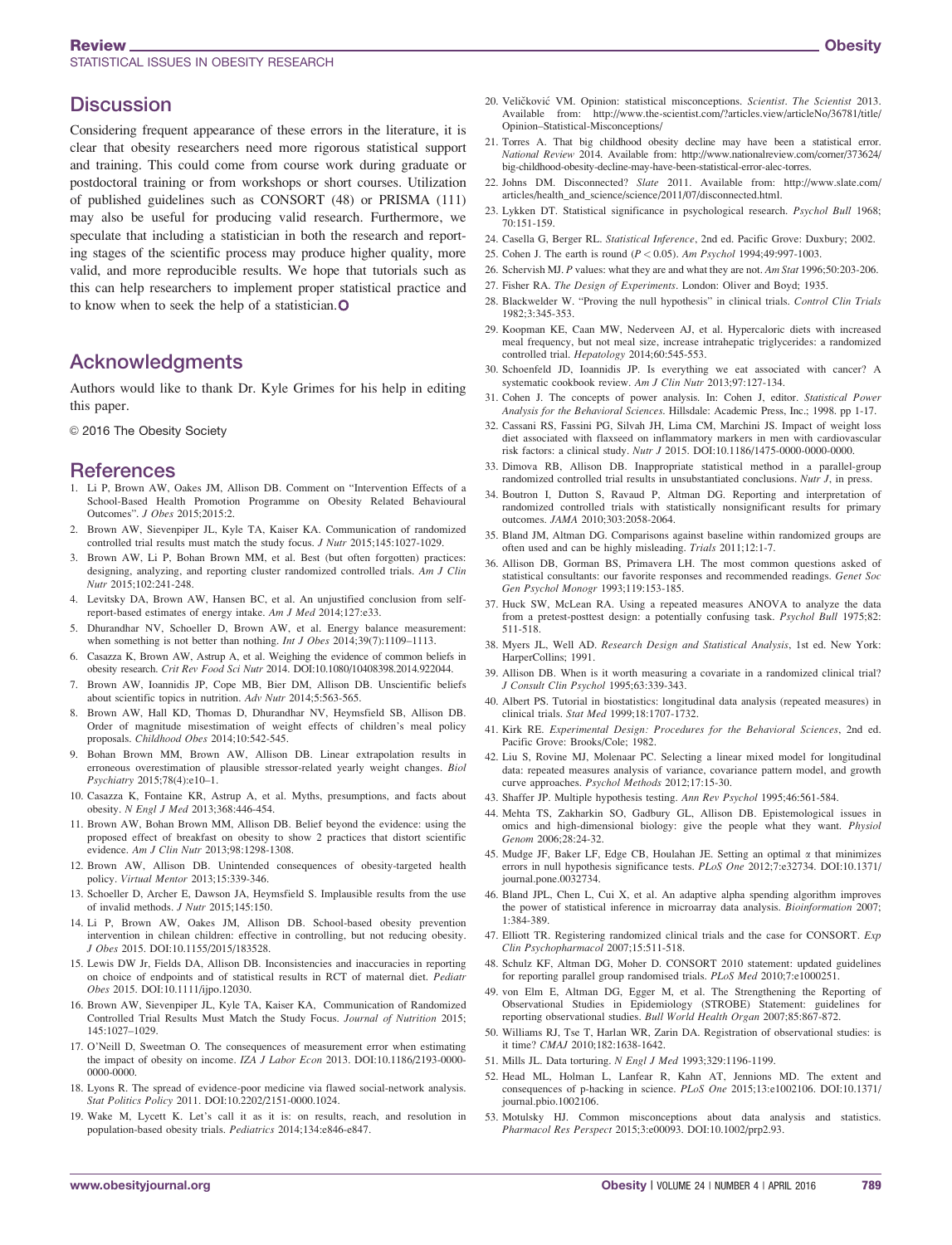## Discussion

Considering frequent appearance of these errors in the literature, it is clear that obesity researchers need more rigorous statistical support and training. This could come from course work during graduate or postdoctoral training or from workshops or short courses. Utilization of published guidelines such as CONSORT (48) or PRISMA (111) may also be useful for producing valid research. Furthermore, we speculate that including a statistician in both the research and reporting stages of the scientific process may produce higher quality, more valid, and more reproducible results. We hope that tutorials such as this can help researchers to implement proper statistical practice and to know when to seek the help of a statistician.

## Acknowledgments

Authors would like to thank Dr. Kyle Grimes for his help in editing this paper.

© 2016 The Obesity Society

## References

1. Li P, Brown AW, Oakes JM, Allison DB. Comment on "Intervention Effects of a School-Based Health Promotion Programme on Obesity Related Behavioural Outcomes". *J Obes* 2015;2015:2.
2. Brown AW, Sievenpiper JL, Kyle TA, Kaiser KA. Communication of randomized controlled trial results must match the study focus. *J Nutr* 2015;145:1027-1029.
3. Brown AW, Li P, Bohan Brown MM, et al. Best (but often forgotten) practices: designing, analyzing, and reporting cluster randomized controlled trials. *Am J Clin Nutr* 2015;102:241-248.
4. Levitsky DA, Brown AW, Hansen BC, et al. An unjustified conclusion from self-report-based estimates of energy intake. *Am J Med* 2014;127:e33.
5. Dhurandhar NV, Schoeller D, Brown AW, et al. Energy balance measurement: when something is not better than nothing. *Int J Obes* 2014;39(7):1109–1113.
6. Casazza K, Brown AW, Astrup A, et al. Weighing the evidence of common beliefs in obesity research. *Crit Rev Food Sci Nutr* 2014. DOI:10.1080/10408398.2014.922044.
7. Brown AW, Ioannidis JP, Cope MB, Bier DM, Allison DB. Unscientific beliefs about scientific topics in nutrition. *Adv Nutr* 2014;5:563-565.
8. Brown AW, Hall KD, Thomas D, Dhurandhar NV, Heymsfield SB, Allison DB. Order of magnitude misestimation of weight effects of children's meal policy proposals. *Childhood Obes* 2014;10:542-545.
9. Bohan Brown MM, Brown AW, Allison DB. Linear extrapolation results in erroneous overestimation of plausible stressor-related yearly weight changes. *Biol Psychiatry* 2015;78(4):e10–1.
10. Casazza K, Fontaine KR, Astrup A, et al. Myths, presumptions, and facts about obesity. *N Engl J Med* 2013;368:446-454.
11. Brown AW, Bohan Brown MM, Allison DB. Belief beyond the evidence: using the proposed effect of breakfast on obesity to show 2 practices that distort scientific evidence. *Am J Clin Nutr* 2013;98:1298-1308.
12. Brown AW, Allison DB. Unintended consequences of obesity-targeted health policy. *Virtual Mentor* 2013;15:339-346.
13. Schoeller D, Archer E, Dawson JA, Heymsfield S. Implausible results from the use of invalid methods. *J Nutr* 2015;145:150.
14. Li P, Brown AW, Oakes JM, Allison DB. School-based obesity prevention intervention in chilean children: effective in controlling, but not reducing obesity. *J Obes* 2015. DOI:10.1155/2015/183528.
15. Lewis DW Jr, Fields DA, Allison DB. Inconsistencies and inaccuracies in reporting on choice of endpoints and of statistical results in RCT of maternal diet. *Pediatr Obes* 2015. DOI:10.1111/ijpo.12030.
16. Brown AW, Sievenpiper JL, Kyle TA, Kaiser KA, Communication of Randomized Controlled Trial Results Must Match the Study Focus. *Journal of Nutrition* 2015; 145:1027–1029.
17. O'Neill D, Sweetman O. The consequences of measurement error when estimating the impact of obesity on income. *IZA J Labor Econ* 2013. DOI:10.1186/2193-0000-0000-0000.
18. Lyons R. The spread of evidence-poor medicine via flawed social-network analysis. *Stat Politics Policy* 2011. DOI:10.2202/2151-0000.1024.
19. Wake M, Lycett K. Let's call it as it is: on results, reach, and resolution in population-based obesity trials. *Pediatrics* 2014;134:e846-e847.
20. Veličković VM. Opinion: statistical misconceptions. *Scientist*. *The Scientist* 2013. Available from: http://www.the-scientist.com/?articles.view/articleNo/36781/title/Opinion–Statistical-Misconceptions/
21. Torres A. That big childhood obesity decline may have been a statistical error. *National Review* 2014. Available from: http://www.nationalreview.com/corner/373624/big-childhood-obesity-decline-may-have-been-statistical-error-alec-torres.
22. Johns DM. Disconnected? *Slate* 2011. Available from: http://www.slate.com/articles/health_and_science/science/2011/07/disconnected.html.
23. Lykken DT. Statistical significance in psychological research. *Psychol Bull* 1968; 70:151-159.
24. Casella G, Berger RL. *Statistical Inference*, 2nd ed. Pacific Grove: Duxbury; 2002.
25. Cohen J. The earth is round ($P < 0.05$). *Am Psychol* 1994;49:997-1003.
26. Schervish MJ. *P* values: what they are and what they are not. *Am Stat* 1996;50:203-206.
27. Fisher RA. *The Design of Experiments*. London: Oliver and Boyd; 1935.
28. Blackwelder W. "Proving the null hypothesis" in clinical trials. *Control Clin Trials* 1982;3:345-353.
29. Koopman KE, Caan MW, Nederveen AJ, et al. Hypercaloric diets with increased meal frequency, but not meal size, increase intrahepatic triglycerides: a randomized controlled trial. *Hepatology* 2014;60:545-553.
30. Schoenfeld JD, Ioannidis JP. Is everything we eat associated with cancer? A systematic cookbook review. *Am J Clin Nutr* 2013;97:127-134.
31. Cohen J. The concepts of power analysis. In: Cohen J, editor. *Statistical Power Analysis for the Behavioral Sciences*. Hillsdale: Academic Press, Inc.; 1998. pp 1-17.
32. Cassani RS, Fassini PG, Silvah JH, Lima CM, Marchini JS. Impact of weight loss diet associated with flaxseed on inflammatory markers in men with cardiovascular risk factors: a clinical study. *Nutr J* 2015. DOI:10.1186/1475-0000-0000-0000.
33. Dimova RB, Allison DB. Inappropriate statistical method in a parallel-group randomized controlled trial results in unsubstantiated conclusions. *Nutr J*, in press.
34. Boutron I, Dutton S, Ravaud P, Altman DG. Reporting and interpretation of randomized controlled trials with statistically nonsignificant results for primary outcomes. *JAMA* 2010;303:2058-2064.
35. Bland JM, Altman DG. Comparisons against baseline within randomized groups are often used and can be highly misleading. *Trials* 2011;12:1-7.
36. Allison DB, Gorman BS, Primavera LH. The most common questions asked of statistical consultants: our favorite responses and recommended readings. *Genet Soc Gen Psychol Monogr* 1993;119:153-185.
37. Huck SW, McLean RA. Using a repeated measures ANOVA to analyze the data from a pretest-posttest design: a potentially confusing task. *Psychol Bull* 1975;82: 511-518.
38. Myers JL, Well AD. *Research Design and Statistical Analysis*, 1st ed. New York: HarperCollins; 1991.
39. Allison DB. When is it worth measuring a covariate in a randomized clinical trial? *J Consult Clin Psychol* 1995;63:339-343.
40. Albert PS. Tutorial in biostatistics: longitudinal data analysis (repeated measures) in clinical trials. *Stat Med* 1999;18:1707-1732.
41. Kirk RE. *Experimental Design: Procedures for the Behavioral Sciences*, 2nd ed. Pacific Grove: Brooks/Cole; 1982.
42. Liu S, Rovine MJ, Molenaar PC. Selecting a linear mixed model for longitudinal data: repeated measures analysis of variance, covariance pattern model, and growth curve approaches. *Psychol Methods* 2012;17:15-30.
43. Shaffer JP. Multiple hypothesis testing. *Ann Rev Psychol* 1995;46:561-584.
44. Mehta TS, Zakharkin SO, Gadbury GL, Allison DB. Epistemological issues in omics and high-dimensional biology: give the people what they want. *Physiol Genom* 2006;28:24-32.
45. Mudge JF, Baker LF, Edge CB, Houlahan JE. Setting an optimal $\alpha$ that minimizes errors in null hypothesis significance tests. *PLoS One* 2012;7:e32734. DOI:10.1371/journal.pone.0032734.
46. Bland JPL, Chen L, Cui X, et al. An adaptive alpha spending algorithm improves the power of statistical inference in microarray data analysis. *Bioinformation* 2007; 1:384-389.
47. Elliott TR. Registering randomized clinical trials and the case for CONSORT. *Exp Clin Psychopharmacol* 2007;15:511-518.
48. Schulz KF, Altman DG, Moher D. CONSORT 2010 statement: updated guidelines for reporting parallel group randomised trials. *PLoS Med* 2010;7:e1000251.
49. von Elm E, Altman DG, Egger M, et al. The Strengthening the Reporting of Observational Studies in Epidemiology (STROBE) Statement: guidelines for reporting observational studies. *Bull World Health Organ* 2007;85:867-872.
50. Williams RJ, Tse T, Harlan WR, Zarin DA. Registration of observational studies: is it time? *CMAJ* 2010;182:1638-1642.
51. Mills JL. Data torturing. *N Engl J Med* 1993;329:1196-1199.
52. Head ML, Holman L, Lanfear R, Kahn AT, Jennions MD. The extent and consequences of p-hacking in science. *PLoS One* 2015;13:e1002106. DOI:10.1371/journal.pbio.1002106.
53. Motulsky HJ. Common misconceptions about data analysis and statistics. *Pharmacol Res Perspect* 2015;3:e00093. DOI:10.1002/prp2.93.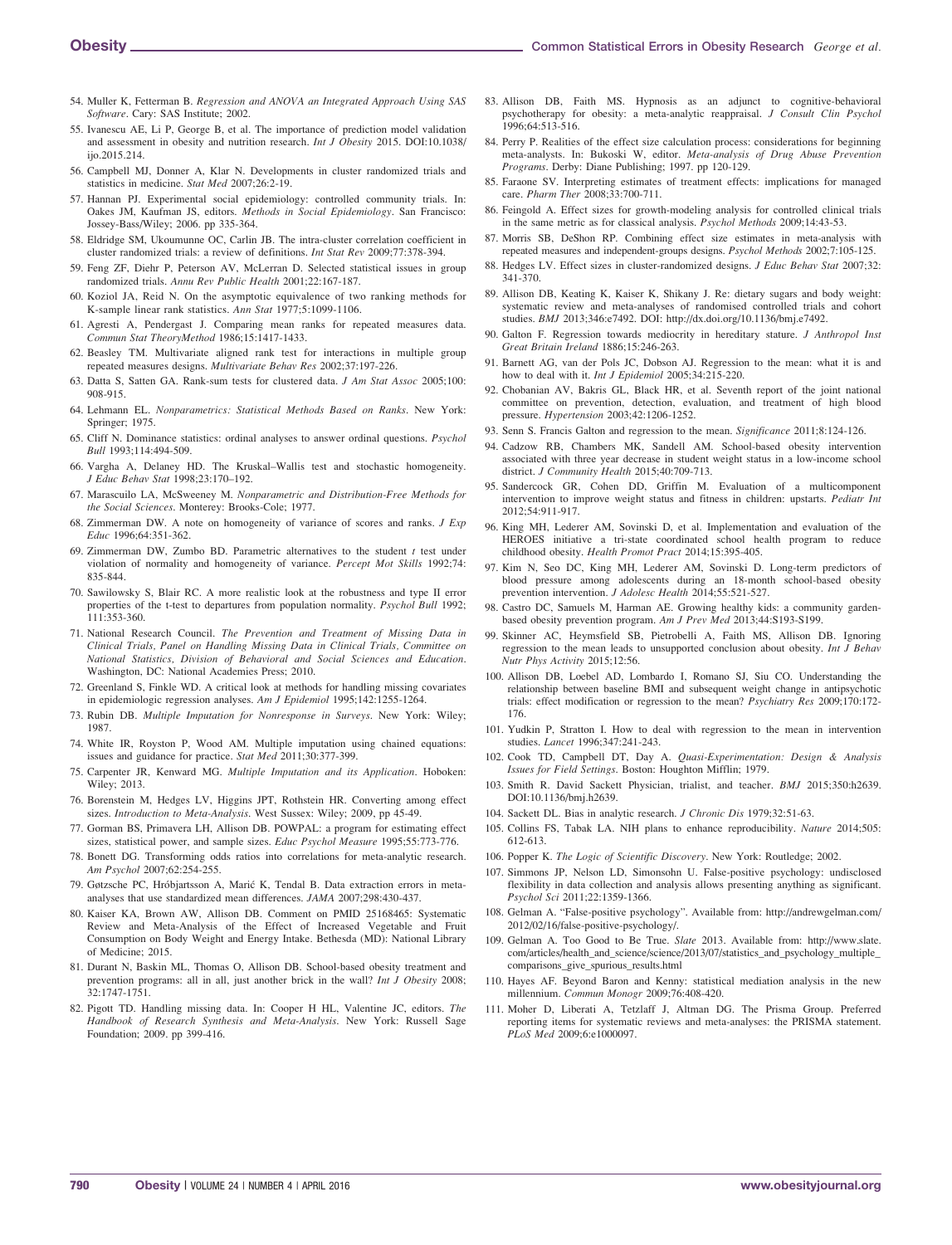54. Muller K, Fetterman B. *Regression and ANOVA an Integrated Approach Using SAS Software*. Cary: SAS Institute; 2002.
55. Ivanescu AE, Li P, George B, et al. The importance of prediction model validation and assessment in obesity and nutrition research. *Int J Obesity* 2015. DOI:10.1038/ijo.2015.214.
56. Campbell MJ, Donner A, Klar N. Developments in cluster randomized trials and statistics in medicine. *Stat Med* 2007;26:2-19.
57. Hannan PJ. Experimental social epidemiology: controlled community trials. In: Oakes JM, Kaufman JS, editors. *Methods in Social Epidemiology*. San Francisco: Jossey-Bass/Wiley; 2006. pp 335-364.
58. Eldridge SM, Ukoumunne OC, Carlin JB. The intra-cluster correlation coefficient in cluster randomized trials: a review of definitions. *Int Stat Rev* 2009;77:378-394.
59. Feng ZF, Diehr P, Peterson AV, McLerran D. Selected statistical issues in group randomized trials. *Annu Rev Public Health* 2001;22:167-187.
60. Koziol JA, Reid N. On the asymptotic equivalence of two ranking methods for K-sample linear rank statistics. *Ann Stat* 1977;5:1099-1106.
61. Agresti A, Pendergast J. Comparing mean ranks for repeated measures data. *Commun Stat TheoryMethod* 1986;15:1417-1433.
62. Beasley TM. Multivariate aligned rank test for interactions in multiple group repeated measures designs. *Multivariate Behav Res* 2002;37:197-226.
63. Datta S, Satten GA. Rank-sum tests for clustered data. *J Am Stat Assoc* 2005;100: 908-915.
64. Lehmann EL. *Nonparametrics: Statistical Methods Based on Ranks*. New York: Springer; 1975.
65. Cliff N. Dominance statistics: ordinal analyses to answer ordinal questions. *Psychol Bull* 1993;114:494-509.
66. Vargha A, Delaney HD. The Kruskal–Wallis test and stochastic homogeneity. *J Educ Behav Stat* 1998;23:170–192.
67. Marascuilo LA, McSweeney M. *Nonparametric and Distribution-Free Methods for the Social Sciences*. Monterey: Brooks-Cole; 1977.
68. Zimmerman DW. A note on homogeneity of variance of scores and ranks. *J Exp Educ* 1996;64:351-362.
69. Zimmerman DW, Zumbo BD. Parametric alternatives to the student *t* test under violation of normality and homogeneity of variance. *Percept Mot Skills* 1992;74: 835-844.
70. Sawilowsky S, Blair RC. A more realistic look at the robustness and type II error properties of the t-test to departures from population normality. *Psychol Bull* 1992; 111:353-360.
71. National Research Council. *The Prevention and Treatment of Missing Data in Clinical Trials, Panel on Handling Missing Data in Clinical Trials, Committee on National Statistics, Division of Behavioral and Social Sciences and Education*. Washington, DC: National Academies Press; 2010.
72. Greenland S, Finkle WD. A critical look at methods for handling missing covariates in epidemiologic regression analyses. *Am J Epidemiol* 1995;142:1255-1264.
73. Rubin DB. *Multiple Imputation for Nonresponse in Surveys*. New York: Wiley; 1987.
74. White IR, Royston P, Wood AM. Multiple imputation using chained equations: issues and guidance for practice. *Stat Med* 2011;30:377-399.
75. Carpenter JR, Kenward MG. *Multiple Imputation and its Application*. Hoboken: Wiley; 2013.
76. Borenstein M, Hedges LV, Higgins JPT, Rothstein HR. Converting among effect sizes. *Introduction to Meta-Analysis*. West Sussex: Wiley; 2009, pp 45-49.
77. Gorman BS, Primavera LH, Allison DB. POWPAL: a program for estimating effect sizes, statistical power, and sample sizes. *Educ Psychol Measure* 1995;55:773-776.
78. Bonett DG. Transforming odds ratios into correlations for meta-analytic research. *Am Psychol* 2007;62:254-255.
79. Gøtzsche PC, Hróbjartsson A, Marić K, Tendal B. Data extraction errors in meta-analyses that use standardized mean differences. *JAMA* 2007;298:430-437.
80. Kaiser KA, Brown AW, Allison DB. Comment on PMID 25168465: Systematic Review and Meta-Analysis of the Effect of Increased Vegetable and Fruit Consumption on Body Weight and Energy Intake. Bethesda (MD): National Library of Medicine; 2015.
81. Durant N, Baskin ML, Thomas O, Allison DB. School-based obesity treatment and prevention programs: all in all, just another brick in the wall? *Int J Obesity* 2008; 32:1747-1751.
82. Pigott TD. Handling missing data. In: Cooper H HL, Valentine JC, editors. *The Handbook of Research Synthesis and Meta-Analysis*. New York: Russell Sage Foundation; 2009. pp 399-416.
83. Allison DB, Faith MS. Hypnosis as an adjunct to cognitive-behavioral psychotherapy for obesity: a meta-analytic reappraisal. *J Consult Clin Psychol* 1996;64:513-516.
84. Perry P. Realities of the effect size calculation process: considerations for beginning meta-analysts. In: Bukoski W, editor. *Meta-analysis of Drug Abuse Prevention Programs*. Derby: Diane Publishing; 1997. pp 120-129.
85. Faraone SV. Interpreting estimates of treatment effects: implications for managed care. *Pharm Ther* 2008;33:700-711.
86. Feingold A. Effect sizes for growth-modeling analysis for controlled clinical trials in the same metric as for classical analysis. *Psychol Methods* 2009;14:43-53.
87. Morris SB, DeShon RP. Combining effect size estimates in meta-analysis with repeated measures and independent-groups designs. *Psychol Methods* 2002;7:105-125.
88. Hedges LV. Effect sizes in cluster-randomized designs. *J Educ Behav Stat* 2007;32: 341-370.
89. Allison DB, Keating K, Kaiser K, Shikany J. Re: dietary sugars and body weight: systematic review and meta-analyses of randomised controlled trials and cohort studies. *BMJ* 2013;346:e7492. DOI: http://dx.doi.org/10.1136/bmj.e7492.
90. Galton F. Regression towards mediocrity in hereditary stature. *J Anthropol Inst Great Britain Ireland* 1886;15:246-263.
91. Barnett AG, van der Pols JC, Dobson AJ. Regression to the mean: what it is and how to deal with it. *Int J Epidemiol* 2005;34:215-220.
92. Chobanian AV, Bakris GL, Black HR, et al. Seventh report of the joint national committee on prevention, detection, evaluation, and treatment of high blood pressure. *Hypertension* 2003;42:1206-1252.
93. Senn S. Francis Galton and regression to the mean. *Significance* 2011;8:124-126.
94. Cadzow RB, Chambers MK, Sandell AM. School-based obesity intervention associated with three year decrease in student weight status in a low-income school district. *J Community Health* 2015;40:709-713.
95. Sandercock GR, Cohen DD, Griffin M. Evaluation of a multicomponent intervention to improve weight status and fitness in children: upstarts. *Pediatr Int* 2012;54:911-917.
96. King MH, Lederer AM, Sovinski D, et al. Implementation and evaluation of the HEROES initiative a tri-state coordinated school health program to reduce childhood obesity. *Health Promot Pract* 2014;15:395-405.
97. Kim N, Seo DC, King MH, Lederer AM, Sovinski D. Long-term predictors of blood pressure among adolescents during an 18-month school-based obesity prevention intervention. *J Adolesc Health* 2014;55:521-527.
98. Castro DC, Samuels M, Harman AE. Growing healthy kids: a community garden-based obesity prevention program. *Am J Prev Med* 2013;44:S193-S199.
99. Skinner AC, Heymsfield SB, Pietrobelli A, Faith MS, Allison DB. Ignoring regression to the mean leads to unsupported conclusion about obesity. *Int J Behav Nutr Phys Activity* 2015;12:56.
100. Allison DB, Loebel AD, Lombardo I, Romano SJ, Siu CO. Understanding the relationship between baseline BMI and subsequent weight change in antipsychotic trials: effect modification or regression to the mean? *Psychiatry Res* 2009;170:172-176.
101. Yudkin P, Stratton I. How to deal with regression to the mean in intervention studies. *Lancet* 1996;347:241-243.
102. Cook TD, Campbell DT, Day A. *Quasi-Experimentation: Design & Analysis Issues for Field Settings*. Boston: Houghton Mifflin; 1979.
103. Smith R. David Sackett Physician, trialist, and teacher. *BMJ* 2015;350:h2639. DOI:10.1136/bmj.h2639.
104. Sackett DL. Bias in analytic research. *J Chronic Dis* 1979;32:51-63.
105. Collins FS, Tabak LA. NIH plans to enhance reproducibility. *Nature* 2014;505: 612-613.
106. Popper K. *The Logic of Scientific Discovery*. New York: Routledge; 2002.
107. Simmons JP, Nelson LD, Simonsohn U. False-positive psychology: undisclosed flexibility in data collection and analysis allows presenting anything as significant. *Psychol Sci* 2011;22:1359-1366.
108. Gelman A. "False-positive psychology". Available from: http://andrewgelman.com/2012/02/16/false-positive-psychology/.
109. Gelman A. Too Good to Be True. *Slate* 2013. Available from: http://www.slate.com/articles/health_and_science/science/2013/07/statistics_and_psychology_multiple_comparisons_give_spurious_results.html
110. Hayes AF. Beyond Baron and Kenny: statistical mediation analysis in the new millennium. *Commun Monogr* 2009;76:408-420.
111. Moher D, Liberati A, Tetzlaff J, Altman DG. The Prisma Group. Preferred reporting items for systematic reviews and meta-analyses: the PRISMA statement. *PLoS Med* 2009;6:e1000097.